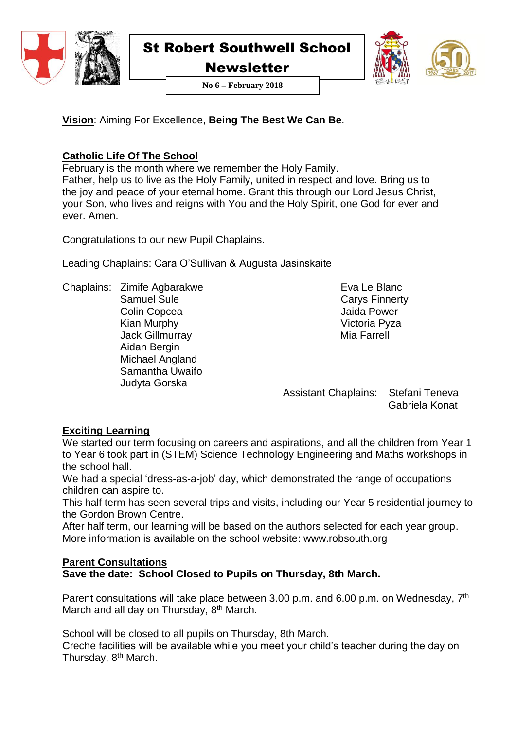# St Robert Southwell School Newsletter

**No 6 – February 2018**

**Vision**: Aiming For Excellence, **Being The Best We Can Be**.

## Catholic Life Of The School

February is the month where we remember the Holy Family.
Father, help us to live as the Holy Family, united in respect and love. Bring us to the joy and peace of your eternal home. Grant this through our Lord Jesus Christ, your Son, who lives and reigns with You and the Holy Spirit, one God for ever and ever. Amen.

Congratulations to our new Pupil Chaplains.

Leading Chaplains: Cara O'Sullivan & Augusta Jasinskaite

Chaplains:
- Zimife Agbarakwe
- Samuel Sule
- Colin Copcea
- Kian Murphy
- Jack Gillmurray
- Aidan Bergin
- Michael Angland
- Samantha Uwaifo
- Judyta Gorska
- Eva Le Blanc
- Carys Finnerty
- Jaida Power
- Victoria Pyza
- Mia Farrell

Assistant Chaplains:
- Stefani Teneva
- Gabriela Konat

## Exciting Learning

We started our term focusing on careers and aspirations, and all the children from Year 1 to Year 6 took part in (STEM) Science Technology Engineering and Maths workshops in the school hall.
We had a special 'dress-as-a-job' day, which demonstrated the range of occupations children can aspire to.
This half term has seen several trips and visits, including our Year 5 residential journey to the Gordon Brown Centre.
After half term, our learning will be based on the authors selected for each year group.
More information is available on the school website: www.robsouth.org

## Parent Consultations

**Save the date: School Closed to Pupils on Thursday, 8th March.**

Parent consultations will take place between 3.00 p.m. and 6.00 p.m. on Wednesday, 7th March and all day on Thursday, 8th March.

School will be closed to all pupils on Thursday, 8th March.
Creche facilities will be available while you meet your child's teacher during the day on Thursday, 8th March.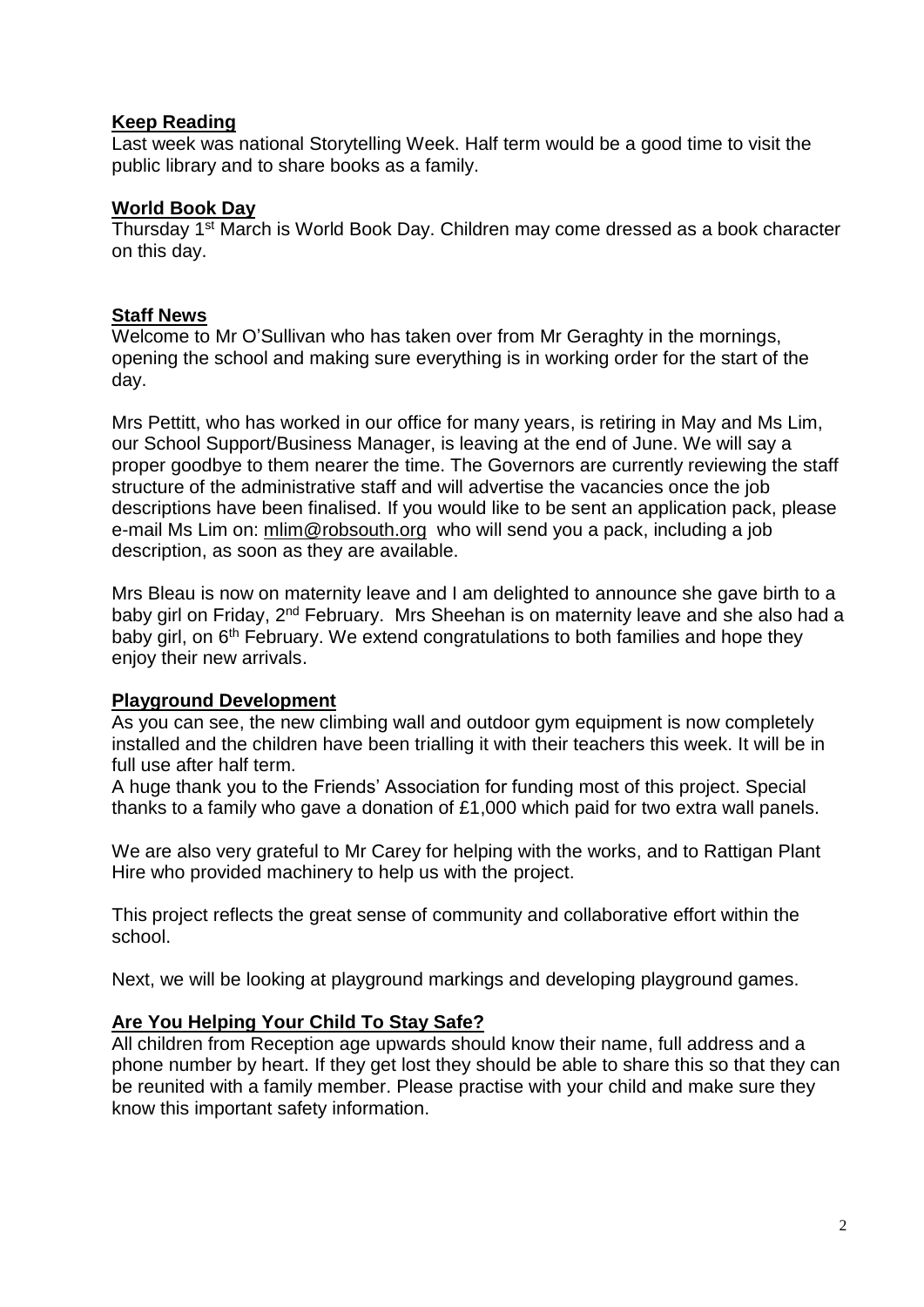## Keep Reading

Last week was national Storytelling Week. Half term would be a good time to visit the public library and to share books as a family.

## World Book Day

Thursday 1st March is World Book Day. Children may come dressed as a book character on this day.

## Staff News

Welcome to Mr O'Sullivan who has taken over from Mr Geraghty in the mornings, opening the school and making sure everything is in working order for the start of the day.

Mrs Pettitt, who has worked in our office for many years, is retiring in May and Ms Lim, our School Support/Business Manager, is leaving at the end of June. We will say a proper goodbye to them nearer the time. The Governors are currently reviewing the staff structure of the administrative staff and will advertise the vacancies once the job descriptions have been finalised. If you would like to be sent an application pack, please e-mail Ms Lim on: mlim@robsouth.org who will send you a pack, including a job description, as soon as they are available.

Mrs Bleau is now on maternity leave and I am delighted to announce she gave birth to a baby girl on Friday, 2nd February. Mrs Sheehan is on maternity leave and she also had a baby girl, on 6th February. We extend congratulations to both families and hope they enjoy their new arrivals.

## Playground Development

As you can see, the new climbing wall and outdoor gym equipment is now completely installed and the children have been trialling it with their teachers this week. It will be in full use after half term.

A huge thank you to the Friends' Association for funding most of this project. Special thanks to a family who gave a donation of £1,000 which paid for two extra wall panels.

We are also very grateful to Mr Carey for helping with the works, and to Rattigan Plant Hire who provided machinery to help us with the project.

This project reflects the great sense of community and collaborative effort within the school.

Next, we will be looking at playground markings and developing playground games.

## Are You Helping Your Child To Stay Safe?

All children from Reception age upwards should know their name, full address and a phone number by heart. If they get lost they should be able to share this so that they can be reunited with a family member. Please practise with your child and make sure they know this important safety information.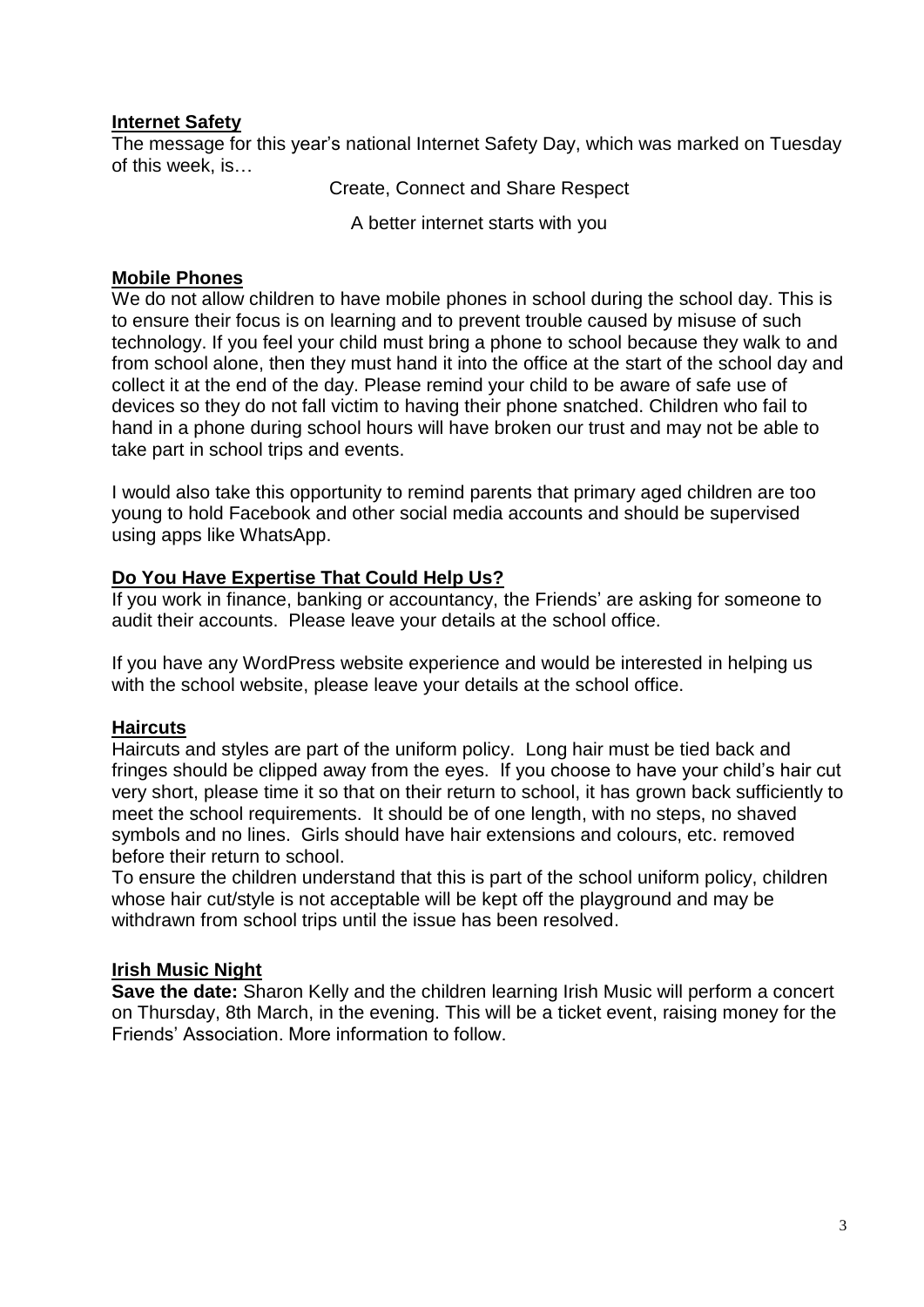## Internet Safety

The message for this year's national Internet Safety Day, which was marked on Tuesday of this week, is…

Create, Connect and Share Respect

A better internet starts with you

## Mobile Phones

We do not allow children to have mobile phones in school during the school day. This is to ensure their focus is on learning and to prevent trouble caused by misuse of such technology. If you feel your child must bring a phone to school because they walk to and from school alone, then they must hand it into the office at the start of the school day and collect it at the end of the day. Please remind your child to be aware of safe use of devices so they do not fall victim to having their phone snatched. Children who fail to hand in a phone during school hours will have broken our trust and may not be able to take part in school trips and events.

I would also take this opportunity to remind parents that primary aged children are too young to hold Facebook and other social media accounts and should be supervised using apps like WhatsApp.

## Do You Have Expertise That Could Help Us?

If you work in finance, banking or accountancy, the Friends' are asking for someone to audit their accounts. Please leave your details at the school office.

If you have any WordPress website experience and would be interested in helping us with the school website, please leave your details at the school office.

## Haircuts

Haircuts and styles are part of the uniform policy. Long hair must be tied back and fringes should be clipped away from the eyes. If you choose to have your child's hair cut very short, please time it so that on their return to school, it has grown back sufficiently to meet the school requirements. It should be of one length, with no steps, no shaved symbols and no lines. Girls should have hair extensions and colours, etc. removed before their return to school.

To ensure the children understand that this is part of the school uniform policy, children whose hair cut/style is not acceptable will be kept off the playground and may be withdrawn from school trips until the issue has been resolved.

## Irish Music Night

**Save the date:** Sharon Kelly and the children learning Irish Music will perform a concert on Thursday, 8th March, in the evening. This will be a ticket event, raising money for the Friends' Association. More information to follow.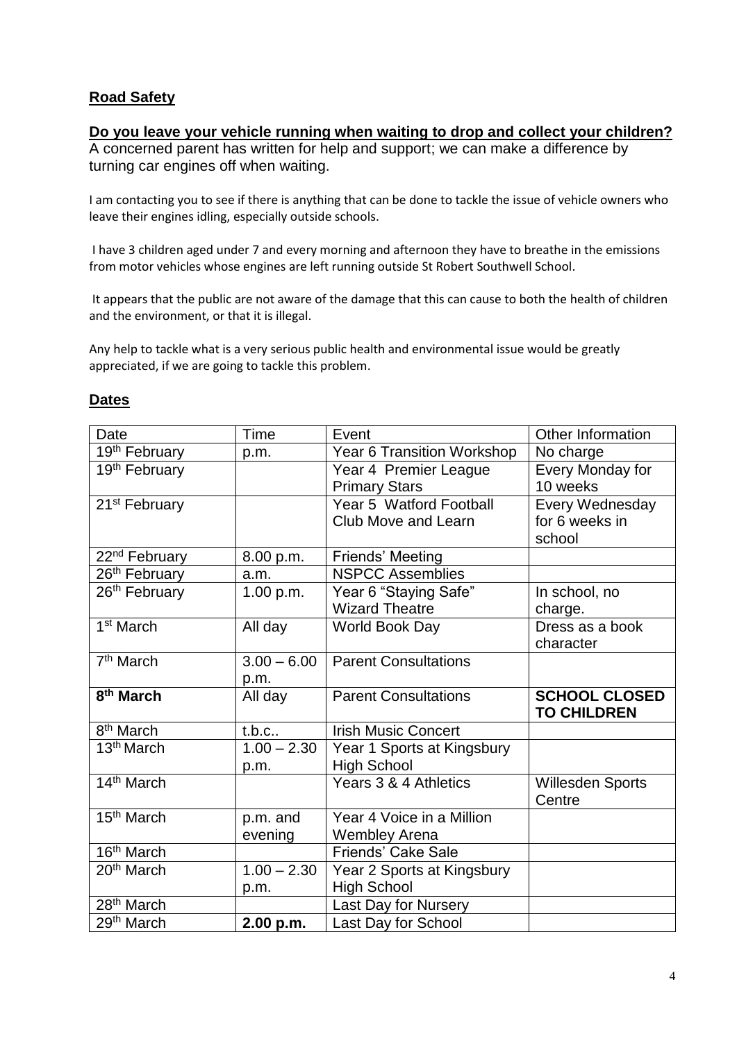## **Road Safety**

### **Do you leave your vehicle running when waiting to drop and collect your children?**

A concerned parent has written for help and support; we can make a difference by turning car engines off when waiting.

I am contacting you to see if there is anything that can be done to tackle the issue of vehicle owners who leave their engines idling, especially outside schools.

I have 3 children aged under 7 and every morning and afternoon they have to breathe in the emissions from motor vehicles whose engines are left running outside St Robert Southwell School.

It appears that the public are not aware of the damage that this can cause to both the health of children and the environment, or that it is illegal.

Any help to tackle what is a very serious public health and environmental issue would be greatly appreciated, if we are going to tackle this problem.

## **Dates**

| Date | Time | Event | Other Information |
|---|---|---|---|
| 19th February | p.m. | Year 6 Transition Workshop | No charge |
| 19th February | | Year 4 Premier League Primary Stars | Every Monday for 10 weeks |
| 21st February | | Year 5 Watford Football Club Move and Learn | Every Wednesday for 6 weeks in school |
| 22nd February | 8.00 p.m. | Friends' Meeting | |
| 26th February | a.m. | NSPCC Assemblies | |
| 26th February | 1.00 p.m. | Year 6 "Staying Safe" Wizard Theatre | In school, no charge. |
| 1st March | All day | World Book Day | Dress as a book character |
| 7th March | 3.00 – 6.00 p.m. | Parent Consultations | |
| **8th March** | All day | Parent Consultations | **SCHOOL CLOSED TO CHILDREN** |
| 8th March | t.b.c.. | Irish Music Concert | |
| 13th March | 1.00 – 2.30 p.m. | Year 1 Sports at Kingsbury High School | |
| 14th March | | Years 3 & 4 Athletics | Willesden Sports Centre |
| 15th March | p.m. and evening | Year 4 Voice in a Million Wembley Arena | |
| 16th March | | Friends' Cake Sale | |
| 20th March | 1.00 – 2.30 p.m. | Year 2 Sports at Kingsbury High School | |
| 28th March | | Last Day for Nursery | |
| 29th March | **2.00 p.m.** | Last Day for School | |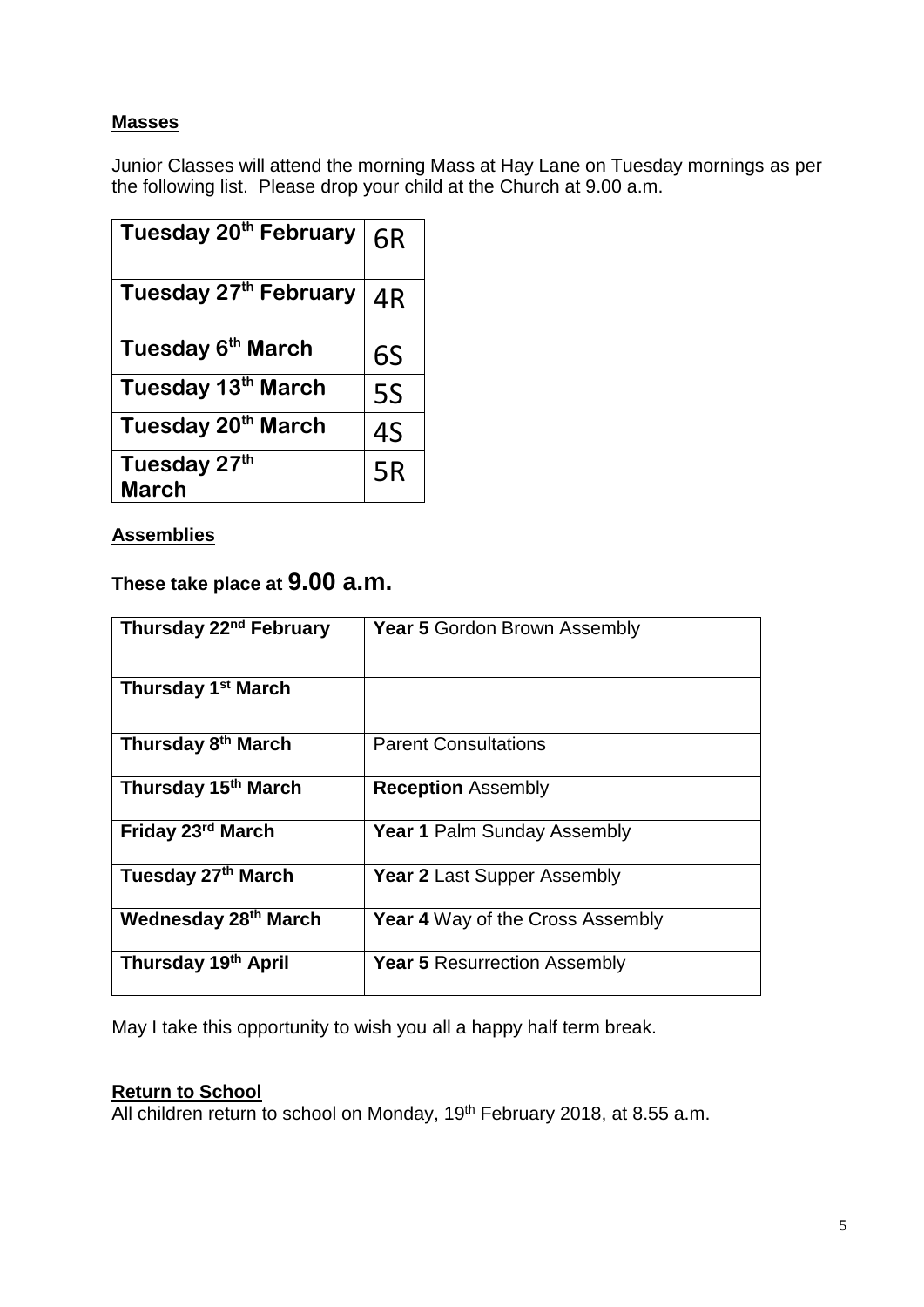**Masses**

Junior Classes will attend the morning Mass at Hay Lane on Tuesday mornings as per the following list. Please drop your child at the Church at 9.00 a.m.

| | |
|---|---|
| **Tuesday 20th February** | 6R |
| **Tuesday 27th February** | 4R |
| **Tuesday 6th March** | 6S |
| **Tuesday 13th March** | 5S |
| **Tuesday 20th March** | 4S |
| **Tuesday 27th March** | 5R |

**Assemblies**

**These take place at 9.00 a.m.**

| | |
|---|---|
| **Thursday 22nd February** | **Year 5** Gordon Brown Assembly |
| **Thursday 1st March** | |
| **Thursday 8th March** | Parent Consultations |
| **Thursday 15th March** | **Reception** Assembly |
| **Friday 23rd March** | **Year 1** Palm Sunday Assembly |
| **Tuesday 27th March** | **Year 2** Last Supper Assembly |
| **Wednesday 28th March** | **Year 4** Way of the Cross Assembly |
| **Thursday 19th April** | **Year 5** Resurrection Assembly |

May I take this opportunity to wish you all a happy half term break.

**Return to School**

All children return to school on Monday, 19th February 2018, at 8.55 a.m.